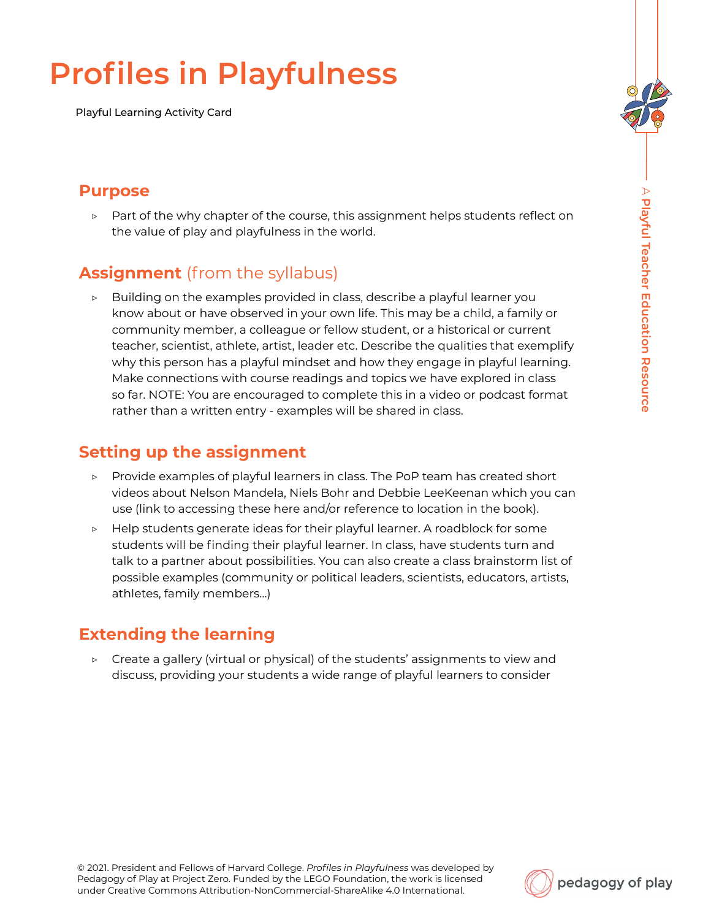# Profiles in Playfulness

Playful Learning Activity Card

## Purpose

- Part of the why chapter of the course, this assignment helps students reflect on the value of play and playfulness in the world.

## Assignment (from the syllabus)

- Building on the examples provided in class, describe a playful learner you know about or have observed in your own life. This may be a child, a family or community member, a colleague or fellow student, or a historical or current teacher, scientist, athlete, artist, leader etc. Describe the qualities that exemplify why this person has a playful mindset and how they engage in playful learning. Make connections with course readings and topics we have explored in class so far. NOTE: You are encouraged to complete this in a video or podcast format rather than a written entry - examples will be shared in class.

## Setting up the assignment

- Provide examples of playful learners in class. The PoP team has created short videos about Nelson Mandela, Niels Bohr and Debbie LeeKeenan which you can use (link to accessing these here and/or reference to location in the book).
- Help students generate ideas for their playful learner. A roadblock for some students will be finding their playful learner. In class, have students turn and talk to a partner about possibilities. You can also create a class brainstorm list of possible examples (community or political leaders, scientists, educators, artists, athletes, family members...)

## Extending the learning

- Create a gallery (virtual or physical) of the students' assignments to view and discuss, providing your students a wide range of playful learners to consider

© 2021. President and Fellows of Harvard College. *Profiles in Playfulness* was developed by Pedagogy of Play at Project Zero. Funded by the LEGO Foundation, the work is licensed under Creative Commons Attribution-NonCommercial-ShareAlike 4.0 International.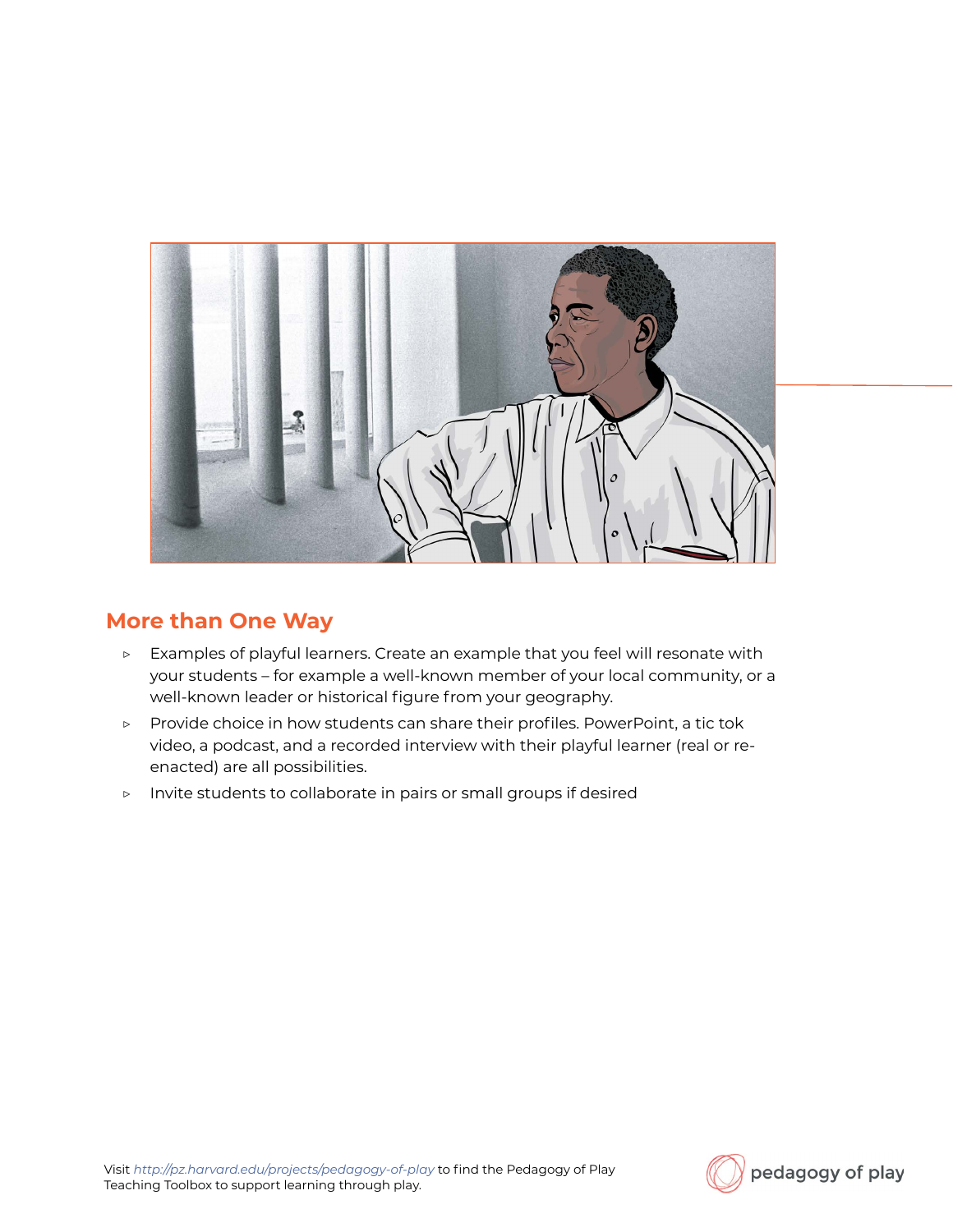## More than One Way

- Examples of playful learners. Create an example that you feel will resonate with your students – for example a well-known member of your local community, or a well-known leader or historical figure from your geography.
- Provide choice in how students can share their profiles. PowerPoint, a tic tok video, a podcast, and a recorded interview with their playful learner (real or re-enacted) are all possibilities.
- Invite students to collaborate in pairs or small groups if desired

Visit *http://pz.harvard.edu/projects/pedagogy-of-play* to find the Pedagogy of Play Teaching Toolbox to support learning through play.